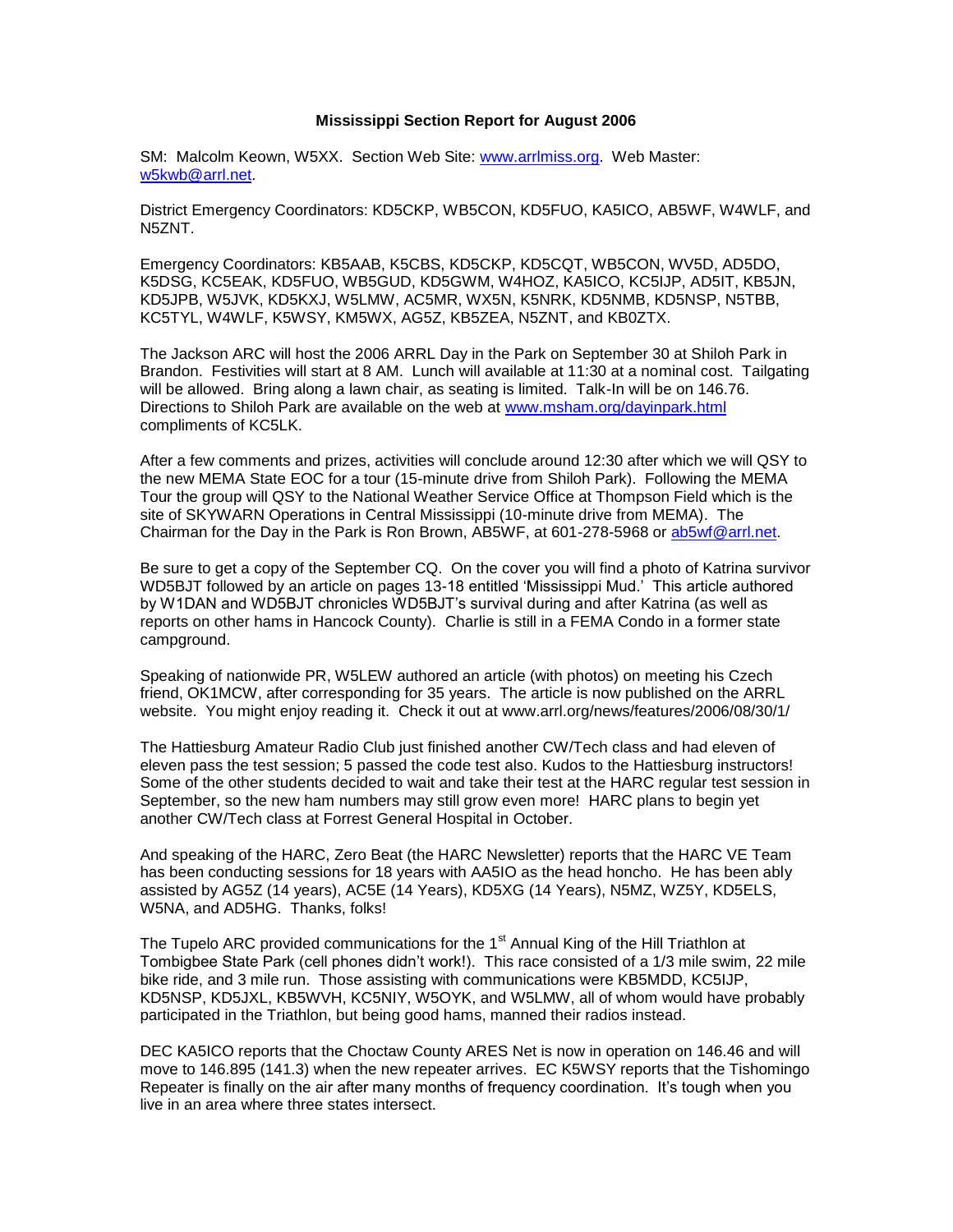**Mississippi Section Report for August 2006**

SM: Malcolm Keown, W5XX. Section Web Site: www.arrlmiss.org. Web Master: w5kwb@arrl.net.

District Emergency Coordinators: KD5CKP, WB5CON, KD5FUO, KA5ICO, AB5WF, W4WLF, and N5ZNT.

Emergency Coordinators: KB5AAB, K5CBS, KD5CKP, KD5CQT, WB5CON, WV5D, AD5DO, K5DSG, KC5EAK, KD5FUO, WB5GUD, KD5GWM, W4HOZ, KA5ICO, KC5IJP, AD5IT, KB5JN, KD5JPB, W5JVK, KD5KXJ, W5LMW, AC5MR, WX5N, K5NRK, KD5NMB, KD5NSP, N5TBB, KC5TYL, W4WLF, K5WSY, KM5WX, AG5Z, KB5ZEA, N5ZNT, and KB0ZTX.

The Jackson ARC will host the 2006 ARRL Day in the Park on September 30 at Shiloh Park in Brandon. Festivities will start at 8 AM. Lunch will available at 11:30 at a nominal cost. Tailgating will be allowed. Bring along a lawn chair, as seating is limited. Talk-In will be on 146.76. Directions to Shiloh Park are available on the web at www.msham.org/dayinpark.html compliments of KC5LK.

After a few comments and prizes, activities will conclude around 12:30 after which we will QSY to the new MEMA State EOC for a tour (15-minute drive from Shiloh Park). Following the MEMA Tour the group will QSY to the National Weather Service Office at Thompson Field which is the site of SKYWARN Operations in Central Mississippi (10-minute drive from MEMA). The Chairman for the Day in the Park is Ron Brown, AB5WF, at 601-278-5968 or ab5wf@arrl.net.

Be sure to get a copy of the September CQ. On the cover you will find a photo of Katrina survivor WD5BJT followed by an article on pages 13-18 entitled 'Mississippi Mud.' This article authored by W1DAN and WD5BJT chronicles WD5BJT's survival during and after Katrina (as well as reports on other hams in Hancock County). Charlie is still in a FEMA Condo in a former state campground.

Speaking of nationwide PR, W5LEW authored an article (with photos) on meeting his Czech friend, OK1MCW, after corresponding for 35 years. The article is now published on the ARRL website. You might enjoy reading it. Check it out at www.arrl.org/news/features/2006/08/30/1/

The Hattiesburg Amateur Radio Club just finished another CW/Tech class and had eleven of eleven pass the test session; 5 passed the code test also. Kudos to the Hattiesburg instructors! Some of the other students decided to wait and take their test at the HARC regular test session in September, so the new ham numbers may still grow even more! HARC plans to begin yet another CW/Tech class at Forrest General Hospital in October.

And speaking of the HARC, Zero Beat (the HARC Newsletter) reports that the HARC VE Team has been conducting sessions for 18 years with AA5IO as the head honcho. He has been ably assisted by AG5Z (14 years), AC5E (14 Years), KD5XG (14 Years), N5MZ, WZ5Y, KD5ELS, W5NA, and AD5HG. Thanks, folks!

The Tupelo ARC provided communications for the 1st Annual King of the Hill Triathlon at Tombigbee State Park (cell phones didn't work!). This race consisted of a 1/3 mile swim, 22 mile bike ride, and 3 mile run. Those assisting with communications were KB5MDD, KC5IJP, KD5NSP, KD5JXL, KB5WVH, KC5NIY, W5OYK, and W5LMW, all of whom would have probably participated in the Triathlon, but being good hams, manned their radios instead.

DEC KA5ICO reports that the Choctaw County ARES Net is now in operation on 146.46 and will move to 146.895 (141.3) when the new repeater arrives. EC K5WSY reports that the Tishomingo Repeater is finally on the air after many months of frequency coordination. It's tough when you live in an area where three states intersect.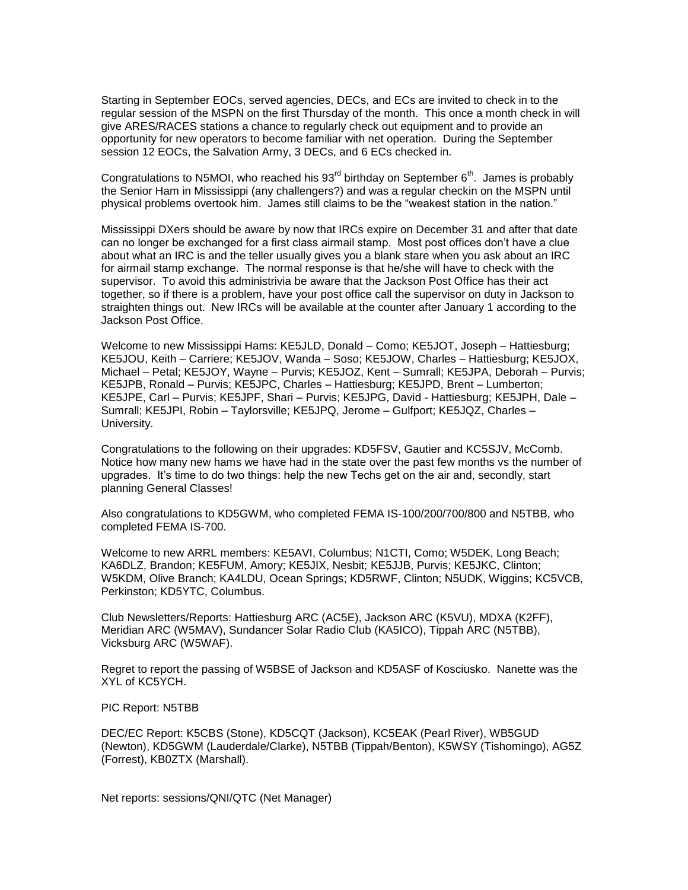Starting in September EOCs, served agencies, DECs, and ECs are invited to check in to the regular session of the MSPN on the first Thursday of the month. This once a month check in will give ARES/RACES stations a chance to regularly check out equipment and to provide an opportunity for new operators to become familiar with net operation. During the September session 12 EOCs, the Salvation Army, 3 DECs, and 6 ECs checked in.

Congratulations to N5MOI, who reached his 93rd birthday on September 6th. James is probably the Senior Ham in Mississippi (any challengers?) and was a regular checkin on the MSPN until physical problems overtook him. James still claims to be the "weakest station in the nation."

Mississippi DXers should be aware by now that IRCs expire on December 31 and after that date can no longer be exchanged for a first class airmail stamp. Most post offices don't have a clue about what an IRC is and the teller usually gives you a blank stare when you ask about an IRC for airmail stamp exchange. The normal response is that he/she will have to check with the supervisor. To avoid this administrivia be aware that the Jackson Post Office has their act together, so if there is a problem, have your post office call the supervisor on duty in Jackson to straighten things out. New IRCs will be available at the counter after January 1 according to the Jackson Post Office.

Welcome to new Mississippi Hams: KE5JLD, Donald – Como; KE5JOT, Joseph – Hattiesburg; KE5JOU, Keith – Carriere; KE5JOV, Wanda – Soso; KE5JOW, Charles – Hattiesburg; KE5JOX, Michael – Petal; KE5JOY, Wayne – Purvis; KE5JOZ, Kent – Sumrall; KE5JPA, Deborah – Purvis; KE5JPB, Ronald – Purvis; KE5JPC, Charles – Hattiesburg; KE5JPD, Brent – Lumberton; KE5JPE, Carl – Purvis; KE5JPF, Shari – Purvis; KE5JPG, David - Hattiesburg; KE5JPH, Dale – Sumrall; KE5JPI, Robin – Taylorsville; KE5JPQ, Jerome – Gulfport; KE5JQZ, Charles – University.

Congratulations to the following on their upgrades: KD5FSV, Gautier and KC5SJV, McComb. Notice how many new hams we have had in the state over the past few months vs the number of upgrades. It's time to do two things: help the new Techs get on the air and, secondly, start planning General Classes!

Also congratulations to KD5GWM, who completed FEMA IS-100/200/700/800 and N5TBB, who completed FEMA IS-700.

Welcome to new ARRL members: KE5AVI, Columbus; N1CTI, Como; W5DEK, Long Beach; KA6DLZ, Brandon; KE5FUM, Amory; KE5JIX, Nesbit; KE5JJB, Purvis; KE5JKC, Clinton; W5KDM, Olive Branch; KA4LDU, Ocean Springs; KD5RWF, Clinton; N5UDK, Wiggins; KC5VCB, Perkinston; KD5YTC, Columbus.

Club Newsletters/Reports: Hattiesburg ARC (AC5E), Jackson ARC (K5VU), MDXA (K2FF), Meridian ARC (W5MAV), Sundancer Solar Radio Club (KA5ICO), Tippah ARC (N5TBB), Vicksburg ARC (W5WAF).

Regret to report the passing of W5BSE of Jackson and KD5ASF of Kosciusko. Nanette was the XYL of KC5YCH.

PIC Report: N5TBB

DEC/EC Report: K5CBS (Stone), KD5CQT (Jackson), KC5EAK (Pearl River), WB5GUD (Newton), KD5GWM (Lauderdale/Clarke), N5TBB (Tippah/Benton), K5WSY (Tishomingo), AG5Z (Forrest), KB0ZTX (Marshall).

Net reports: sessions/QNI/QTC (Net Manager)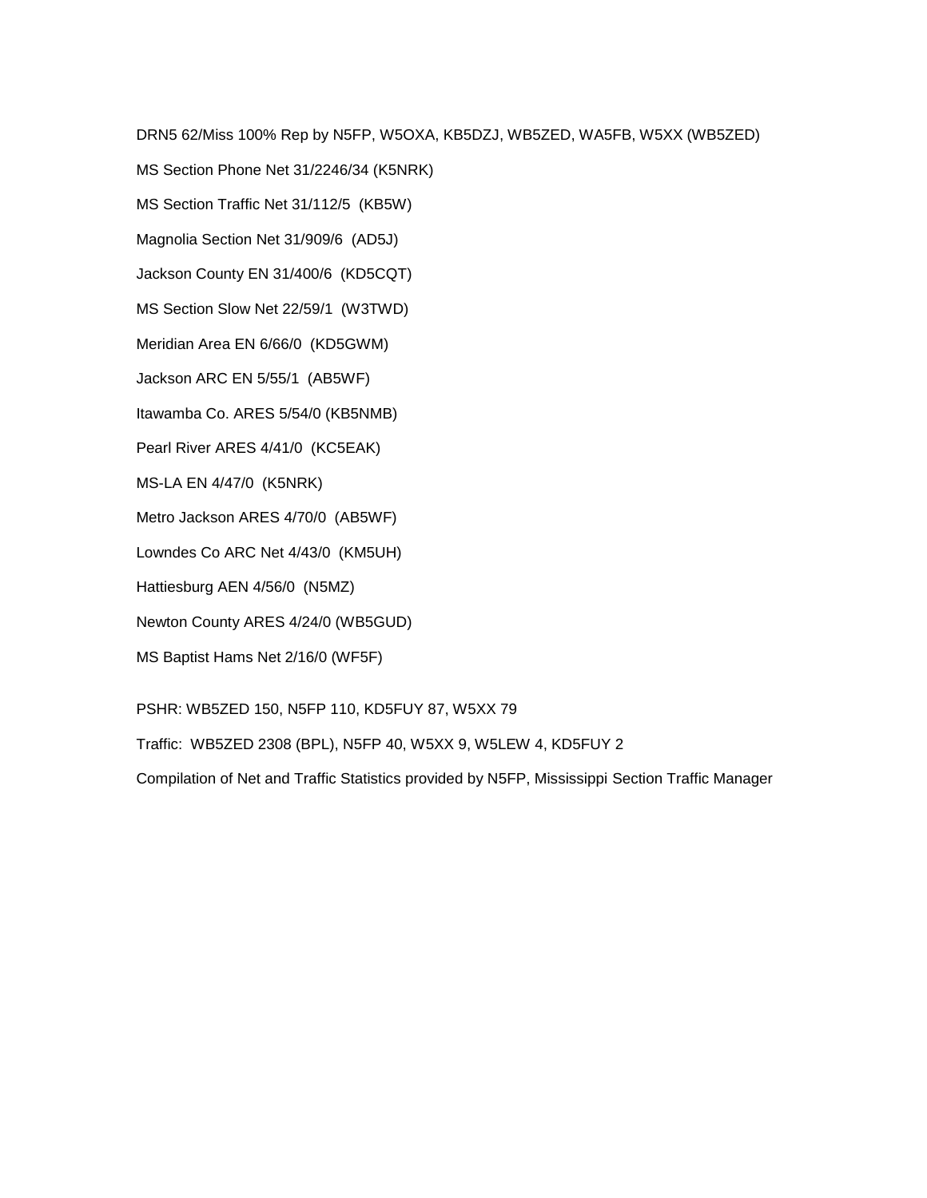DRN5 62/Miss 100% Rep by N5FP, W5OXA, KB5DZJ, WB5ZED, WA5FB, W5XX (WB5ZED)

MS Section Phone Net 31/2246/34 (K5NRK)

MS Section Traffic Net 31/112/5 (KB5W)

Magnolia Section Net 31/909/6 (AD5J)

Jackson County EN 31/400/6 (KD5CQT)

MS Section Slow Net 22/59/1 (W3TWD)

Meridian Area EN 6/66/0 (KD5GWM)

Jackson ARC EN 5/55/1 (AB5WF)

Itawamba Co. ARES 5/54/0 (KB5NMB)

Pearl River ARES 4/41/0 (KC5EAK)

MS-LA EN 4/47/0 (K5NRK)

Metro Jackson ARES 4/70/0 (AB5WF)

Lowndes Co ARC Net 4/43/0 (KM5UH)

Hattiesburg AEN 4/56/0 (N5MZ)

Newton County ARES 4/24/0 (WB5GUD)

MS Baptist Hams Net 2/16/0 (WF5F)

PSHR: WB5ZED 150, N5FP 110, KD5FUY 87, W5XX 79

Traffic: WB5ZED 2308 (BPL), N5FP 40, W5XX 9, W5LEW 4, KD5FUY 2

Compilation of Net and Traffic Statistics provided by N5FP, Mississippi Section Traffic Manager